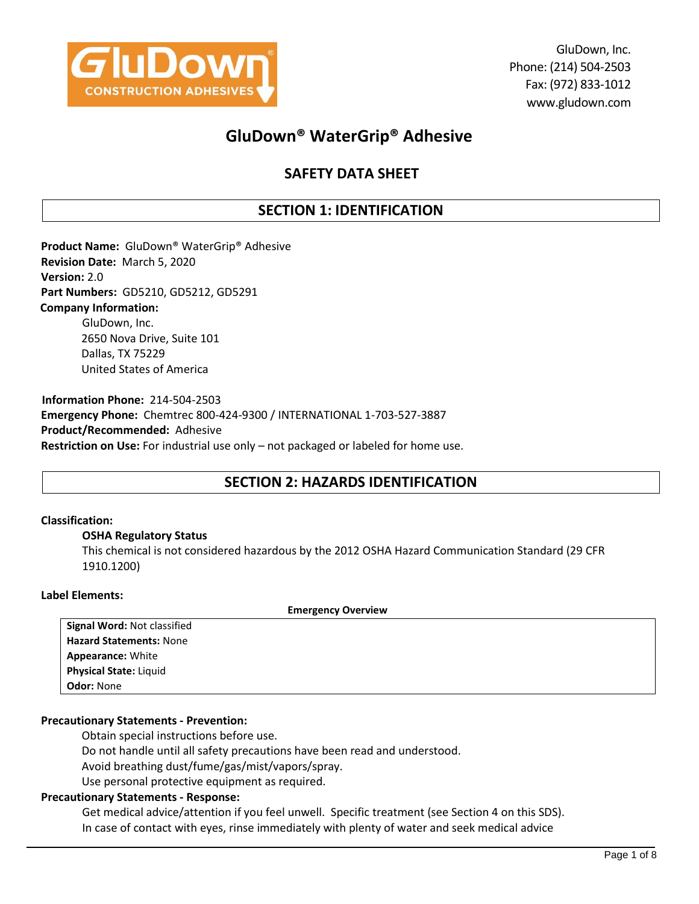GluDown, Inc.
Phone: (214) 504-2503
Fax: (972) 833-1012
www.gludown.com

# GluDown® WaterGrip® Adhesive

## SAFETY DATA SHEET

## SECTION 1: IDENTIFICATION

**Product Name:** GluDown® WaterGrip® Adhesive
**Revision Date:** March 5, 2020
**Version:** 2.0
**Part Numbers:** GD5210, GD5212, GD5291
**Company Information:**

GluDown, Inc.
2650 Nova Drive, Suite 101
Dallas, TX 75229
United States of America

**Information Phone:** 214-504-2503
**Emergency Phone:** Chemtrec 800-424-9300 / INTERNATIONAL 1-703-527-3887
**Product/Recommended:** Adhesive
**Restriction on Use:** For industrial use only – not packaged or labeled for home use.

## SECTION 2: HAZARDS IDENTIFICATION

**Classification:**

**OSHA Regulatory Status**

This chemical is not considered hazardous by the 2012 OSHA Hazard Communication Standard (29 CFR 1910.1200)

**Label Elements:**

**Emergency Overview**

**Signal Word:** Not classified
**Hazard Statements:** None
**Appearance:** White
**Physical State:** Liquid
**Odor:** None

**Precautionary Statements - Prevention:**

Obtain special instructions before use.
Do not handle until all safety precautions have been read and understood.
Avoid breathing dust/fume/gas/mist/vapors/spray.
Use personal protective equipment as required.

**Precautionary Statements - Response:**

Get medical advice/attention if you feel unwell. Specific treatment (see Section 4 on this SDS).
In case of contact with eyes, rinse immediately with plenty of water and seek medical advice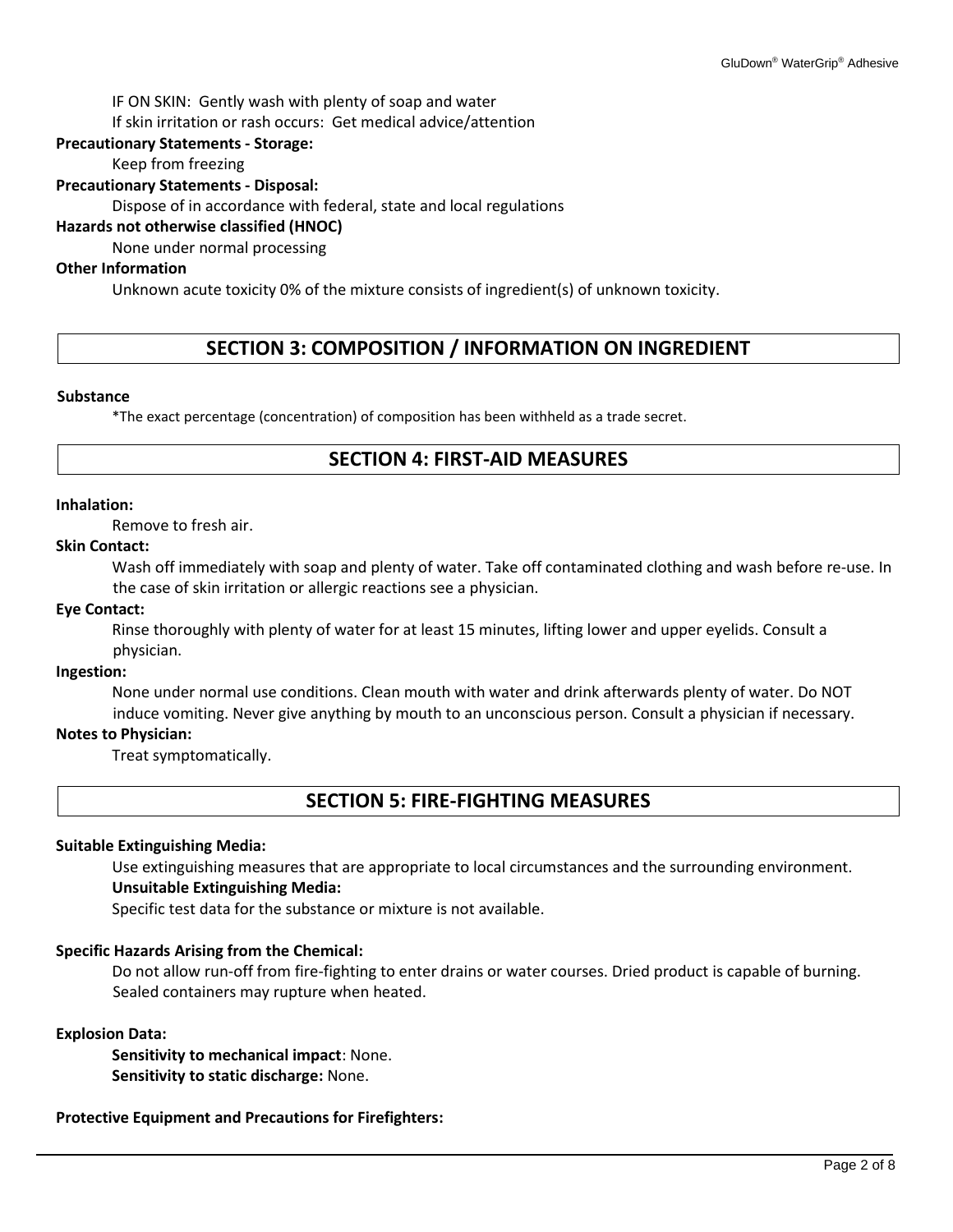IF ON SKIN: Gently wash with plenty of soap and water

If skin irritation or rash occurs: Get medical advice/attention

**Precautionary Statements - Storage:**

Keep from freezing

**Precautionary Statements - Disposal:**

Dispose of in accordance with federal, state and local regulations

**Hazards not otherwise classified (HNOC)**

None under normal processing

**Other Information**

Unknown acute toxicity 0% of the mixture consists of ingredient(s) of unknown toxicity.

## SECTION 3: COMPOSITION / INFORMATION ON INGREDIENT

**Substance**

*The exact percentage (concentration) of composition has been withheld as a trade secret.

## SECTION 4: FIRST-AID MEASURES

**Inhalation:**

Remove to fresh air.

**Skin Contact:**

Wash off immediately with soap and plenty of water. Take off contaminated clothing and wash before re-use. In the case of skin irritation or allergic reactions see a physician.

**Eye Contact:**

Rinse thoroughly with plenty of water for at least 15 minutes, lifting lower and upper eyelids. Consult a physician.

**Ingestion:**

None under normal use conditions. Clean mouth with water and drink afterwards plenty of water. Do NOT induce vomiting. Never give anything by mouth to an unconscious person. Consult a physician if necessary.

**Notes to Physician:**

Treat symptomatically.

## SECTION 5: FIRE-FIGHTING MEASURES

**Suitable Extinguishing Media:**

Use extinguishing measures that are appropriate to local circumstances and the surrounding environment.

**Unsuitable Extinguishing Media:**

Specific test data for the substance or mixture is not available.

**Specific Hazards Arising from the Chemical:**

Do not allow run-off from fire-fighting to enter drains or water courses. Dried product is capable of burning. Sealed containers may rupture when heated.

**Explosion Data:**

**Sensitivity to mechanical impact**: None.

**Sensitivity to static discharge:** None.

**Protective Equipment and Precautions for Firefighters:**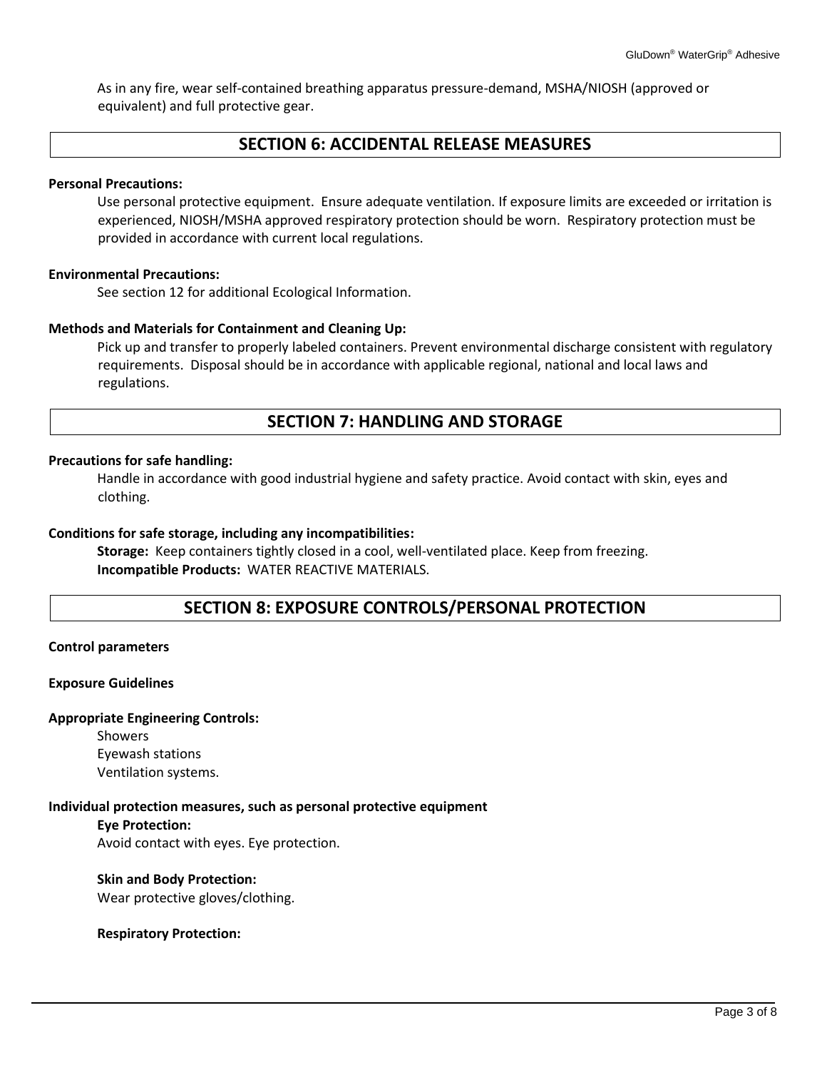As in any fire, wear self-contained breathing apparatus pressure-demand, MSHA/NIOSH (approved or equivalent) and full protective gear.

## SECTION 6: ACCIDENTAL RELEASE MEASURES

**Personal Precautions:**

Use personal protective equipment. Ensure adequate ventilation. If exposure limits are exceeded or irritation is experienced, NIOSH/MSHA approved respiratory protection should be worn. Respiratory protection must be provided in accordance with current local regulations.

**Environmental Precautions:**

See section 12 for additional Ecological Information.

**Methods and Materials for Containment and Cleaning Up:**

Pick up and transfer to properly labeled containers. Prevent environmental discharge consistent with regulatory requirements. Disposal should be in accordance with applicable regional, national and local laws and regulations.

## SECTION 7: HANDLING AND STORAGE

**Precautions for safe handling:**

Handle in accordance with good industrial hygiene and safety practice. Avoid contact with skin, eyes and clothing.

**Conditions for safe storage, including any incompatibilities:**

**Storage:** Keep containers tightly closed in a cool, well-ventilated place. Keep from freezing.
**Incompatible Products:** WATER REACTIVE MATERIALS.

## SECTION 8: EXPOSURE CONTROLS/PERSONAL PROTECTION

**Control parameters**

**Exposure Guidelines**

**Appropriate Engineering Controls:**

Showers
Eyewash stations
Ventilation systems.

**Individual protection measures, such as personal protective equipment**

**Eye Protection:**
Avoid contact with eyes. Eye protection.

**Skin and Body Protection:**
Wear protective gloves/clothing.

**Respiratory Protection:**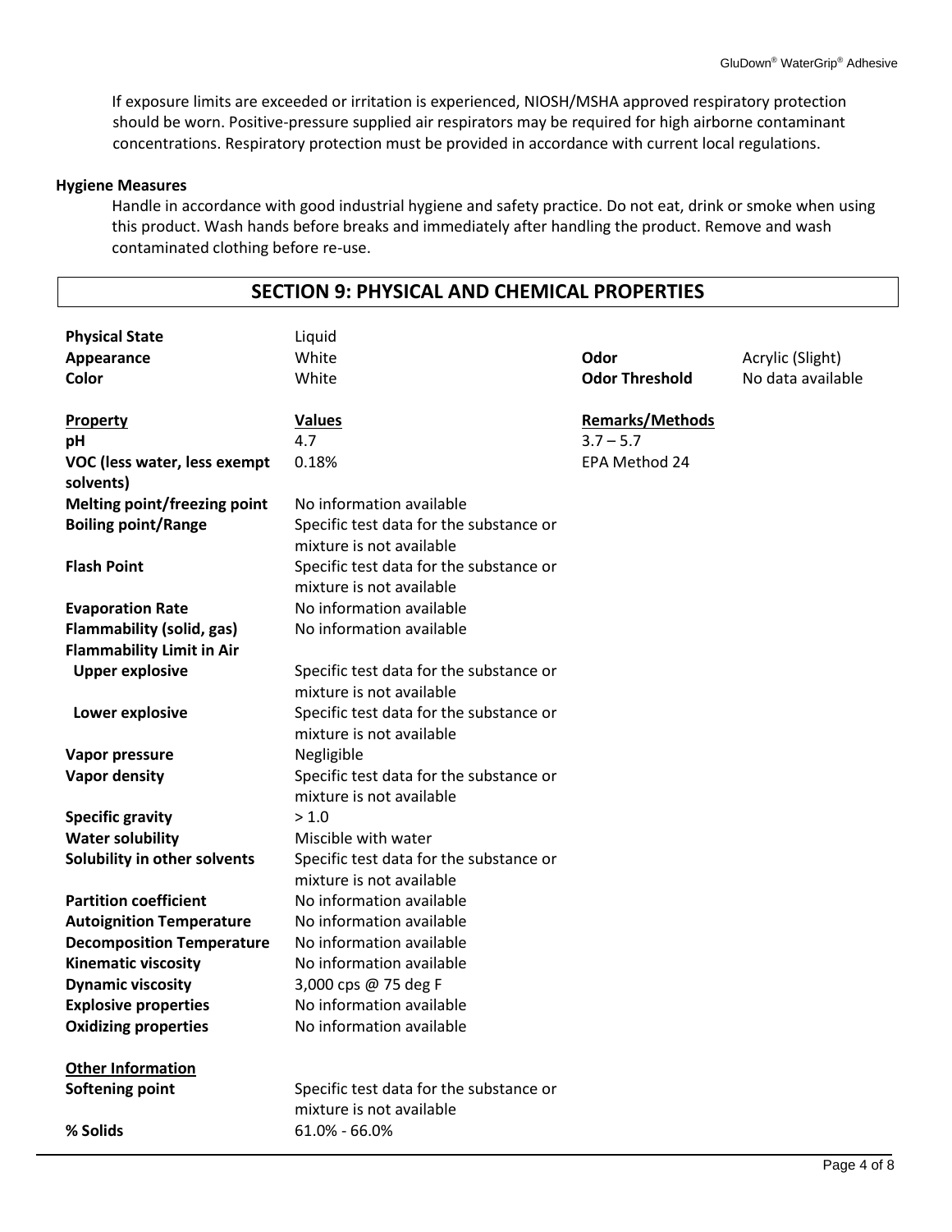If exposure limits are exceeded or irritation is experienced, NIOSH/MSHA approved respiratory protection should be worn. Positive-pressure supplied air respirators may be required for high airborne contaminant concentrations. Respiratory protection must be provided in accordance with current local regulations.

**Hygiene Measures**

Handle in accordance with good industrial hygiene and safety practice. Do not eat, drink or smoke when using this product. Wash hands before breaks and immediately after handling the product. Remove and wash contaminated clothing before re-use.

## SECTION 9: PHYSICAL AND CHEMICAL PROPERTIES

| | | | |
|---|---|---|---|
| **Physical State** | Liquid | | |
| **Appearance** | White | **Odor** | Acrylic (Slight) |
| **Color** | White | **Odor Threshold** | No data available |

| **Property** | **Values** | **Remarks/Methods** |
|---|---|---|
| **pH** | 4.7 | 3.7 – 5.7 |
| **VOC (less water, less exempt solvents)** | 0.18% | EPA Method 24 |
| **Melting point/freezing point** | No information available | |
| **Boiling point/Range** | Specific test data for the substance or mixture is not available | |
| **Flash Point** | Specific test data for the substance or mixture is not available | |
| **Evaporation Rate** | No information available | |
| **Flammability (solid, gas)** | No information available | |
| **Flammability Limit in Air** | | |
| **Upper explosive** | Specific test data for the substance or mixture is not available | |
| **Lower explosive** | Specific test data for the substance or mixture is not available | |
| **Vapor pressure** | Negligible | |
| **Vapor density** | Specific test data for the substance or mixture is not available | |
| **Specific gravity** | > 1.0 | |
| **Water solubility** | Miscible with water | |
| **Solubility in other solvents** | Specific test data for the substance or mixture is not available | |
| **Partition coefficient** | No information available | |
| **Autoignition Temperature** | No information available | |
| **Decomposition Temperature** | No information available | |
| **Kinematic viscosity** | No information available | |
| **Dynamic viscosity** | 3,000 cps @ 75 deg F | |
| **Explosive properties** | No information available | |
| **Oxidizing properties** | No information available | |

**Other Information**

| | |
|---|---|
| **Softening point** | Specific test data for the substance or mixture is not available |
| **% Solids** | 61.0% - 66.0% |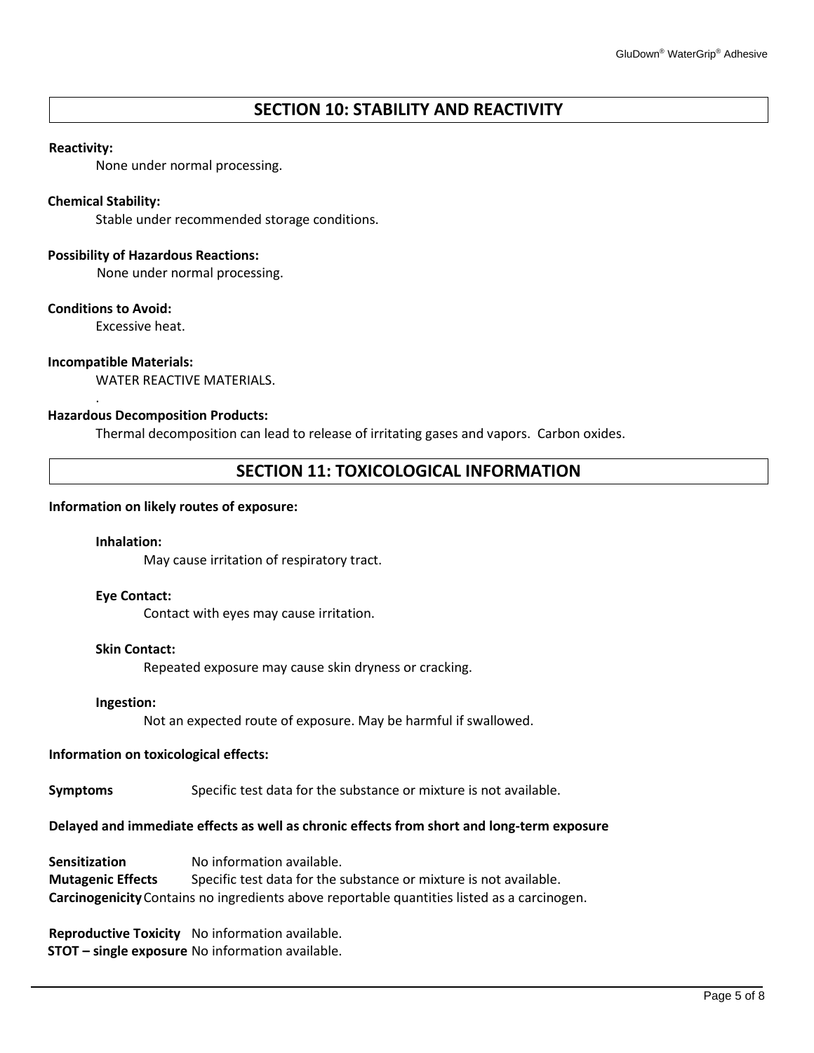## SECTION 10: STABILITY AND REACTIVITY

**Reactivity:**

None under normal processing.

**Chemical Stability:**

Stable under recommended storage conditions.

**Possibility of Hazardous Reactions:**

None under normal processing.

**Conditions to Avoid:**

Excessive heat.

**Incompatible Materials:**

WATER REACTIVE MATERIALS.

.

**Hazardous Decomposition Products:**

Thermal decomposition can lead to release of irritating gases and vapors. Carbon oxides.

## SECTION 11: TOXICOLOGICAL INFORMATION

**Information on likely routes of exposure:**

**Inhalation:**

May cause irritation of respiratory tract.

**Eye Contact:**

Contact with eyes may cause irritation.

**Skin Contact:**

Repeated exposure may cause skin dryness or cracking.

**Ingestion:**

Not an expected route of exposure. May be harmful if swallowed.

**Information on toxicological effects:**

**Symptoms** Specific test data for the substance or mixture is not available.

**Delayed and immediate effects as well as chronic effects from short and long-term exposure**

**Sensitization** No information available.
**Mutagenic Effects** Specific test data for the substance or mixture is not available.
**Carcinogenicity** Contains no ingredients above reportable quantities listed as a carcinogen.

**Reproductive Toxicity** No information available.
**STOT – single exposure** No information available.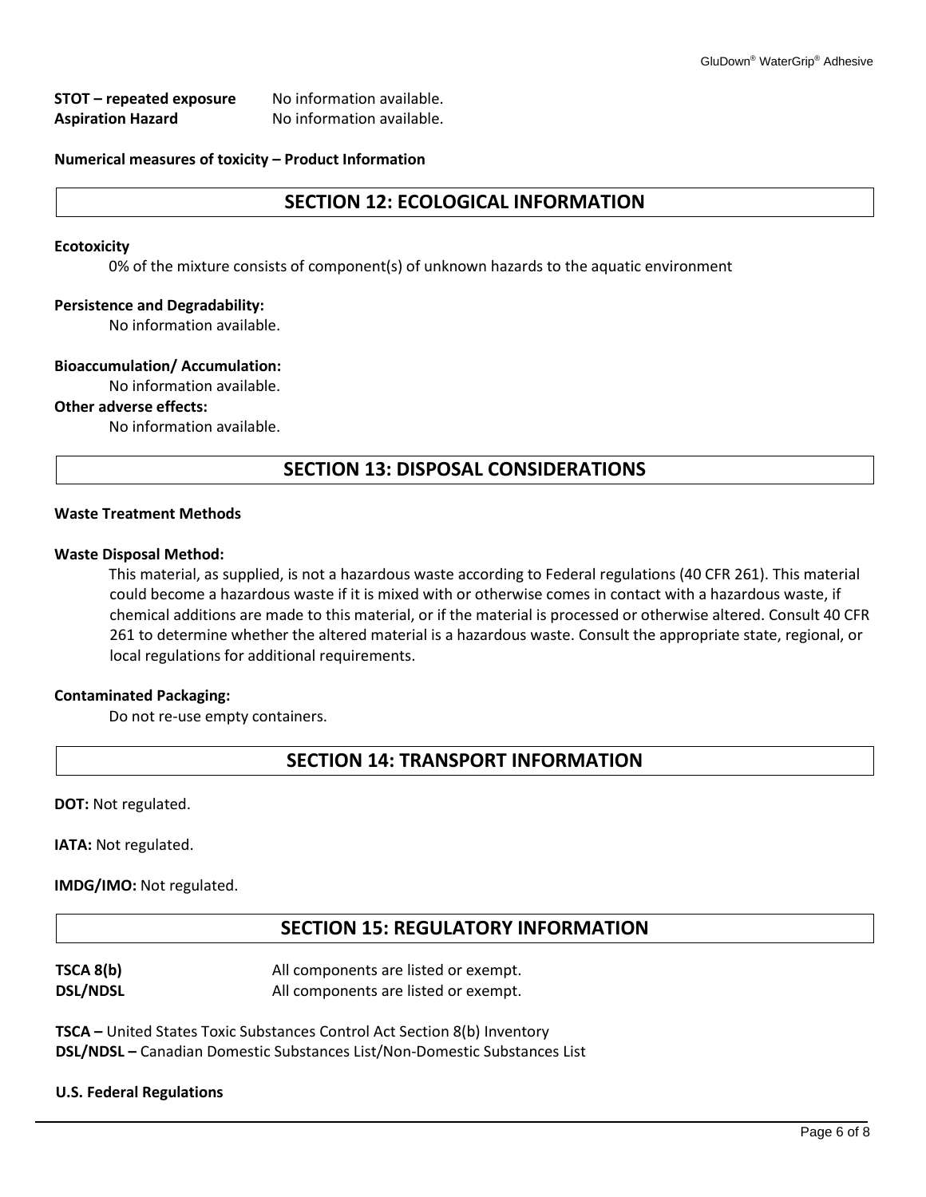**STOT – repeated exposure** No information available.
**Aspiration Hazard** No information available.

**Numerical measures of toxicity – Product Information**

## SECTION 12: ECOLOGICAL INFORMATION

**Ecotoxicity**

0% of the mixture consists of component(s) of unknown hazards to the aquatic environment

**Persistence and Degradability:**

No information available.

**Bioaccumulation/ Accumulation:**

No information available.

**Other adverse effects:**

No information available.

## SECTION 13: DISPOSAL CONSIDERATIONS

**Waste Treatment Methods**

**Waste Disposal Method:**

This material, as supplied, is not a hazardous waste according to Federal regulations (40 CFR 261). This material could become a hazardous waste if it is mixed with or otherwise comes in contact with a hazardous waste, if chemical additions are made to this material, or if the material is processed or otherwise altered. Consult 40 CFR 261 to determine whether the altered material is a hazardous waste. Consult the appropriate state, regional, or local regulations for additional requirements.

**Contaminated Packaging:**

Do not re-use empty containers.

## SECTION 14: TRANSPORT INFORMATION

**DOT:** Not regulated.

**IATA:** Not regulated.

**IMDG/IMO:** Not regulated.

## SECTION 15: REGULATORY INFORMATION

**TSCA 8(b)** All components are listed or exempt.
**DSL/NDSL** All components are listed or exempt.

**TSCA –** United States Toxic Substances Control Act Section 8(b) Inventory
**DSL/NDSL –** Canadian Domestic Substances List/Non-Domestic Substances List

**U.S. Federal Regulations**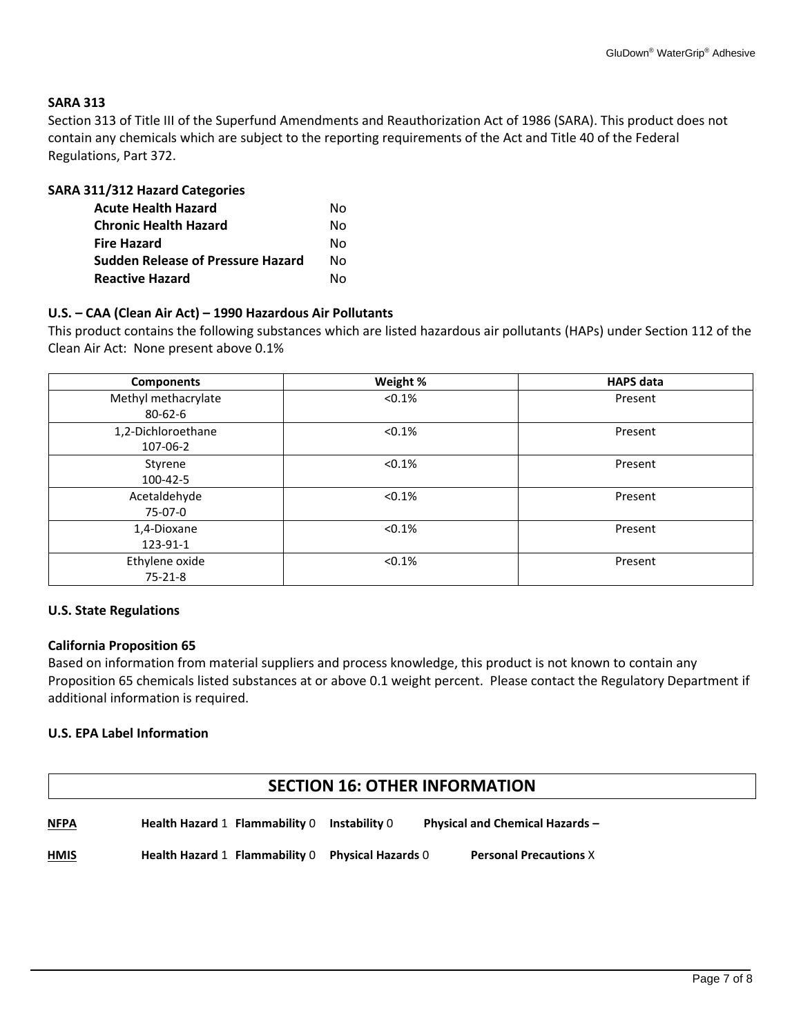**SARA 313**

Section 313 of Title III of the Superfund Amendments and Reauthorization Act of 1986 (SARA). This product does not contain any chemicals which are subject to the reporting requirements of the Act and Title 40 of the Federal Regulations, Part 372.

**SARA 311/312 Hazard Categories**

| | |
|---|---|
| **Acute Health Hazard** | No |
| **Chronic Health Hazard** | No |
| **Fire Hazard** | No |
| **Sudden Release of Pressure Hazard** | No |
| **Reactive Hazard** | No |

**U.S. – CAA (Clean Air Act) – 1990 Hazardous Air Pollutants**

This product contains the following substances which are listed hazardous air pollutants (HAPs) under Section 112 of the Clean Air Act: None present above 0.1%

| Components | Weight % | HAPS data |
|---|---|---|
| Methyl methacrylate 80-62-6 | <0.1% | Present |
| 1,2-Dichloroethane 107-06-2 | <0.1% | Present |
| Styrene 100-42-5 | <0.1% | Present |
| Acetaldehyde 75-07-0 | <0.1% | Present |
| 1,4-Dioxane 123-91-1 | <0.1% | Present |
| Ethylene oxide 75-21-8 | <0.1% | Present |

**U.S. State Regulations**

**California Proposition 65**

Based on information from material suppliers and process knowledge, this product is not known to contain any Proposition 65 chemicals listed substances at or above 0.1 weight percent. Please contact the Regulatory Department if additional information is required.

**U.S. EPA Label Information**

## SECTION 16: OTHER INFORMATION

**NFPA** **Health Hazard** 1 **Flammability** 0 **Instability** 0 **Physical and Chemical Hazards –**

**HMIS** **Health Hazard** 1 **Flammability** 0 **Physical Hazards** 0 **Personal Precautions** X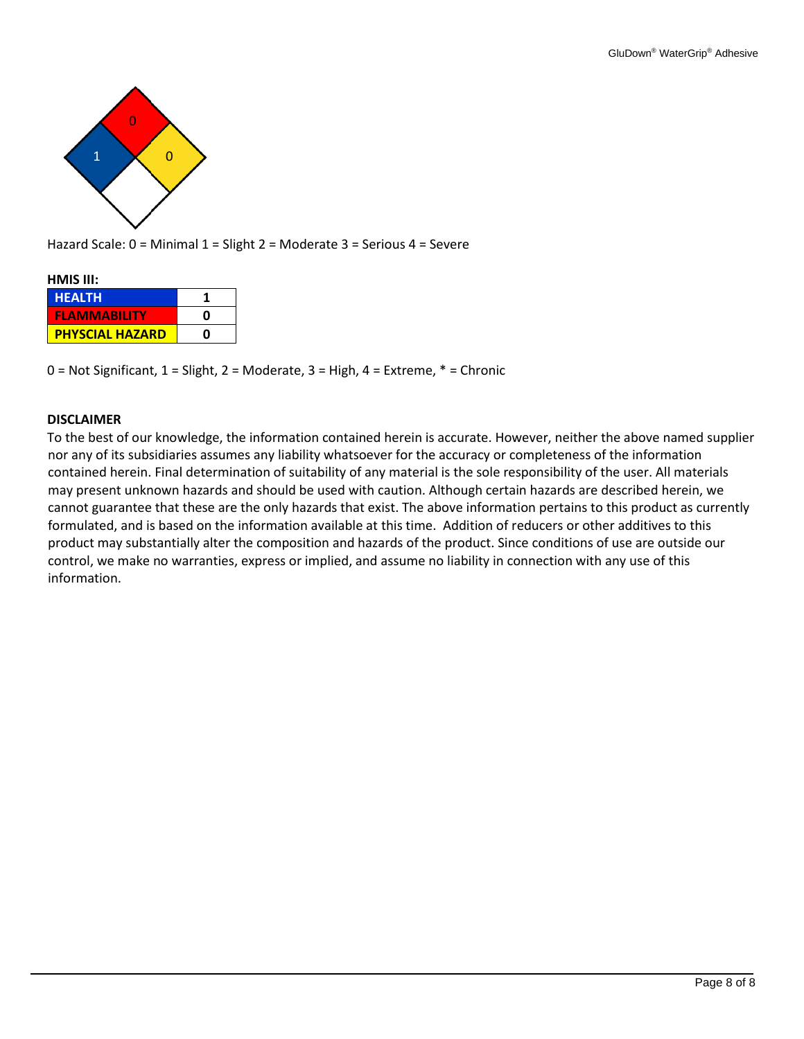0

1

0

Hazard Scale: 0 = Minimal 1 = Slight 2 = Moderate 3 = Serious 4 = Severe

**HMIS III:**

| | |
|---|---|
| **HEALTH** | **1** |
| **FLAMMABILITY** | **0** |
| **PHYSCIAL HAZARD** | **0** |

0 = Not Significant, 1 = Slight, 2 = Moderate, 3 = High, 4 = Extreme, * = Chronic

**DISCLAIMER**

To the best of our knowledge, the information contained herein is accurate. However, neither the above named supplier nor any of its subsidiaries assumes any liability whatsoever for the accuracy or completeness of the information contained herein. Final determination of suitability of any material is the sole responsibility of the user. All materials may present unknown hazards and should be used with caution. Although certain hazards are described herein, we cannot guarantee that these are the only hazards that exist. The above information pertains to this product as currently formulated, and is based on the information available at this time. Addition of reducers or other additives to this product may substantially alter the composition and hazards of the product. Since conditions of use are outside our control, we make no warranties, express or implied, and assume no liability in connection with any use of this information.